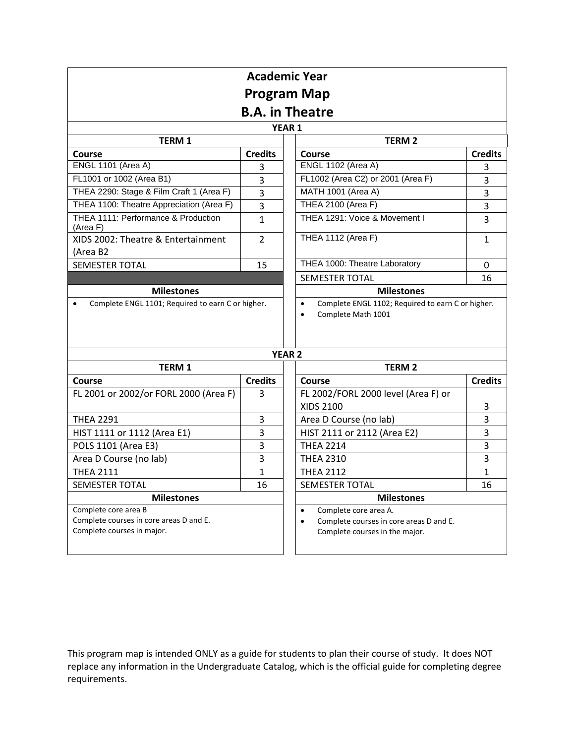# Academic Year
# Program Map
# B.A. in Theatre

## YEAR 1

| TERM 1 | | TERM 2 | |
|---|---|---|---|
| **Course** | **Credits** | **Course** | **Credits** |
| ENGL 1101 (Area A) | 3 | ENGL 1102 (Area A) | 3 |
| FL1001 or 1002 (Area B1) | 3 | FL1002 (Area C2) or 2001 (Area F) | 3 |
| THEA 2290: Stage & Film Craft 1 (Area F) | 3 | MATH 1001 (Area A) | 3 |
| THEA 1100: Theatre Appreciation (Area F) | 3 | THEA 2100 (Area F) | 3 |
| THEA 1111: Performance & Production (Area F) | 1 | THEA 1291: Voice & Movement I | 3 |
| XIDS 2002: Theatre & Entertainment (Area B2 | 2 | THEA 1112 (Area F) | 1 |
| SEMESTER TOTAL | 15 | THEA 1000: Theatre Laboratory | 0 |
| | | SEMESTER TOTAL | 16 |

| Milestones (Term 1) | Milestones (Term 2) |
|---|---|
| • Complete ENGL 1101; Required to earn C or higher. | • Complete ENGL 1102; Required to earn C or higher.<br>• Complete Math 1001 |

## YEAR 2

| TERM 1 | | TERM 2 | |
|---|---|---|---|
| **Course** | **Credits** | **Course** | **Credits** |
| FL 2001 or 2002/or FORL 2000 (Area F) | 3 | FL 2002/FORL 2000 level (Area F) or XIDS 2100 | 3 |
| THEA 2291 | 3 | Area D Course (no lab) | 3 |
| HIST 1111 or 1112 (Area E1) | 3 | HIST 2111 or 2112 (Area E2) | 3 |
| POLS 1101 (Area E3) | 3 | THEA 2214 | 3 |
| Area D Course (no lab) | 3 | THEA 2310 | 3 |
| THEA 2111 | 1 | THEA 2112 | 1 |
| SEMESTER TOTAL | 16 | SEMESTER TOTAL | 16 |

| Milestones (Term 1) | Milestones (Term 2) |
|---|---|
| Complete core area B<br>Complete courses in core areas D and E.<br>Complete courses in major. | • Complete core area A.<br>• Complete courses in core areas D and E.<br>Complete courses in the major. |

This program map is intended ONLY as a guide for students to plan their course of study. It does NOT replace any information in the Undergraduate Catalog, which is the official guide for completing degree requirements.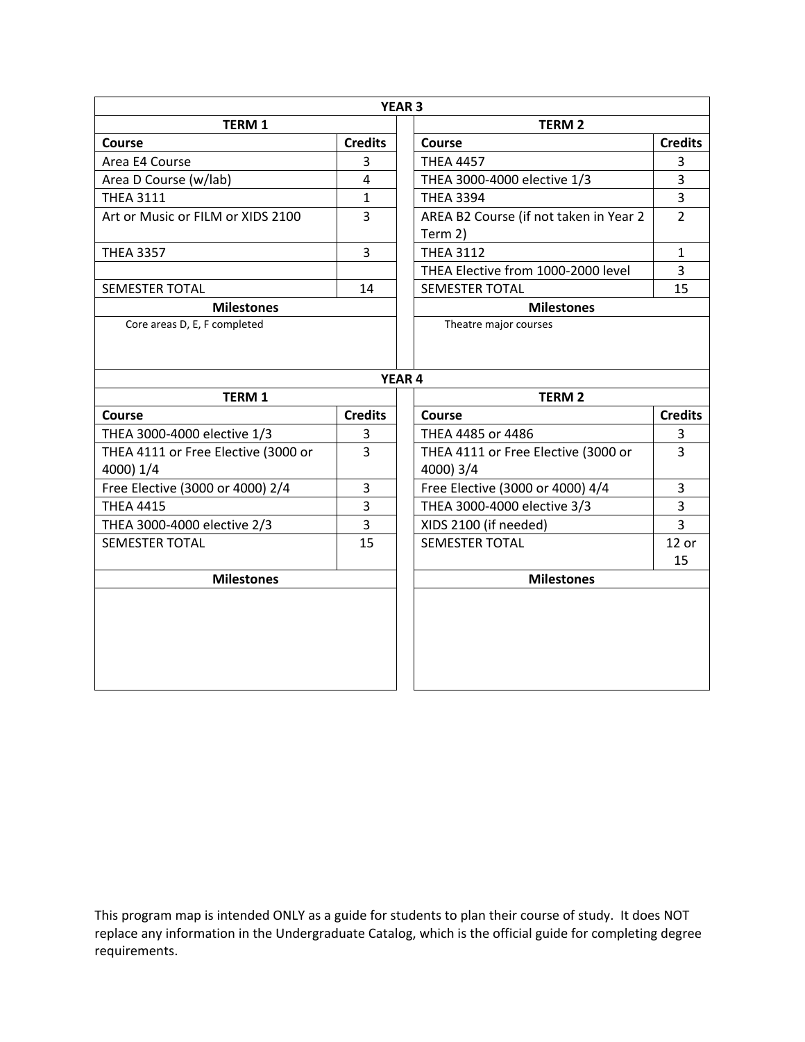## YEAR 3

| TERM 1 Course | Credits | TERM 2 Course | Credits |
|---|---|---|---|
| Area E4 Course | 3 | THEA 4457 | 3 |
| Area D Course (w/lab) | 4 | THEA 3000-4000 elective 1/3 | 3 |
| THEA 3111 | 1 | THEA 3394 | 3 |
| Art or Music or FILM or XIDS 2100 | 3 | AREA B2 Course (if not taken in Year 2 Term 2) | 2 |
| THEA 3357 | 3 | THEA 3112 | 1 |
| | | THEA Elective from 1000-2000 level | 3 |
| SEMESTER TOTAL | 14 | SEMESTER TOTAL | 15 |
| **Milestones** | | **Milestones** | |
| Core areas D, E, F completed | | Theatre major courses | |

## YEAR 4

| TERM 1 Course | Credits | TERM 2 Course | Credits |
|---|---|---|---|
| THEA 3000-4000 elective 1/3 | 3 | THEA 4485 or 4486 | 3 |
| THEA 4111 or Free Elective (3000 or 4000) 1/4 | 3 | THEA 4111 or Free Elective (3000 or 4000) 3/4 | 3 |
| Free Elective (3000 or 4000) 2/4 | 3 | Free Elective (3000 or 4000) 4/4 | 3 |
| THEA 4415 | 3 | THEA 3000-4000 elective 3/3 | 3 |
| THEA 3000-4000 elective 2/3 | 3 | XIDS 2100 (if needed) | 3 |
| SEMESTER TOTAL | 15 | SEMESTER TOTAL | 12 or 15 |
| **Milestones** | | **Milestones** | |
| | | | |

This program map is intended ONLY as a guide for students to plan their course of study. It does NOT replace any information in the Undergraduate Catalog, which is the official guide for completing degree requirements.